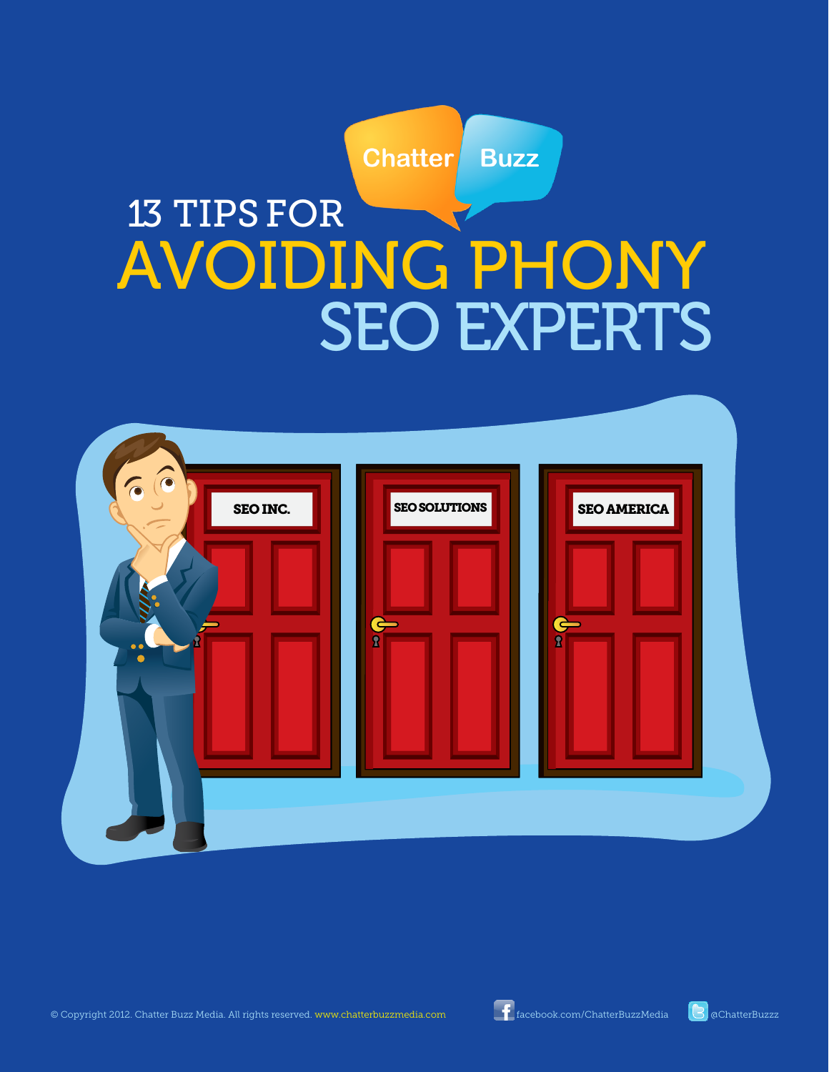Chatter Buzz

# 13 TIPS FOR AVOIDING PHONY SEO EXPERTS

SEO INC.

SEO SOLUTIONS

SEO AMERICA

© Copyright 2012. Chatter Buzz Media. All rights reserved. www.chatterbuzzmedia.com

facebook.com/ChatterBuzzMedia

@ChatterBuzzz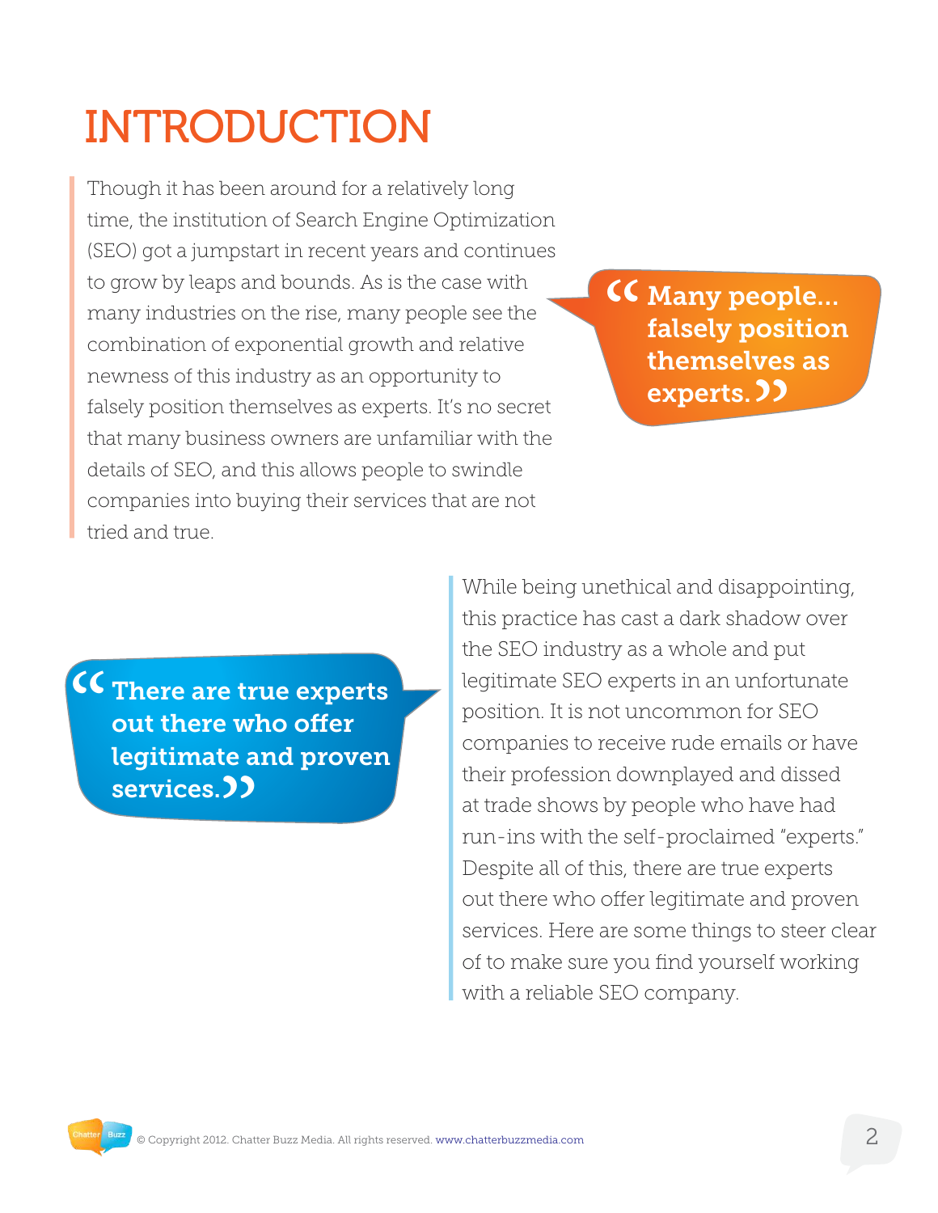# INTRODUCTION

Though it has been around for a relatively long time, the institution of Search Engine Optimization (SEO) got a jumpstart in recent years and continues to grow by leaps and bounds. As is the case with many industries on the rise, many people see the combination of exponential growth and relative newness of this industry as an opportunity to falsely position themselves as experts. It's no secret that many business owners are unfamiliar with the details of SEO, and this allows people to swindle companies into buying their services that are not tried and true.

> **"Many people... falsely position themselves as experts."**

While being unethical and disappointing, this practice has cast a dark shadow over the SEO industry as a whole and put legitimate SEO experts in an unfortunate position. It is not uncommon for SEO companies to receive rude emails or have their profession downplayed and dissed at trade shows by people who have had run-ins with the self-proclaimed "experts." Despite all of this, there are true experts out there who offer legitimate and proven services. Here are some things to steer clear of to make sure you find yourself working with a reliable SEO company.

> **"There are true experts out there who offer legitimate and proven services."**

© Copyright 2012. Chatter Buzz Media. All rights reserved. www.chatterbuzzmedia.com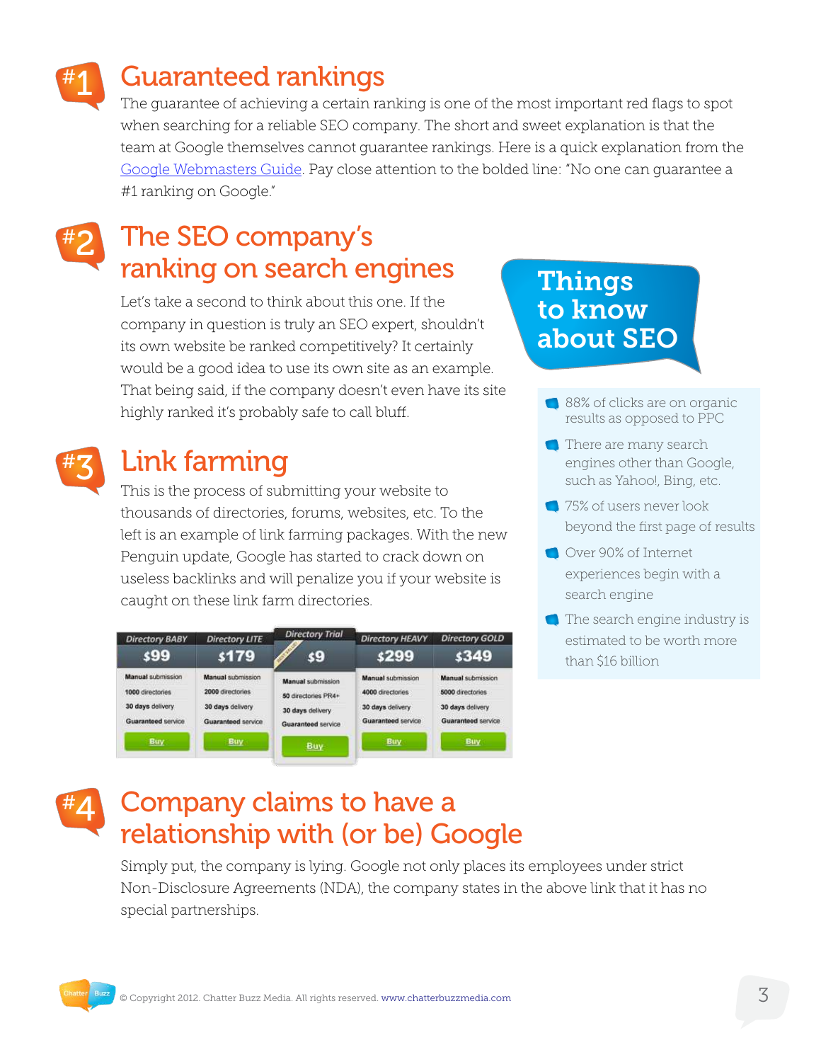## #1 Guaranteed rankings

The guarantee of achieving a certain ranking is one of the most important red flags to spot when searching for a reliable SEO company. The short and sweet explanation is that the team at Google themselves cannot guarantee rankings. Here is a quick explanation from the Google Webmasters Guide. Pay close attention to the bolded line: "No one can guarantee a #1 ranking on Google."

## #2 The SEO company's ranking on search engines

Let's take a second to think about this one. If the company in question is truly an SEO expert, shouldn't its own website be ranked competitively? It certainly would be a good idea to use its own site as an example. That being said, if the company doesn't even have its site highly ranked it's probably safe to call bluff.

## #3 Link farming

This is the process of submitting your website to thousands of directories, forums, websites, etc. To the left is an example of link farming packages. With the new Penguin update, Google has started to crack down on useless backlinks and will penalize you if your website is caught on these link farm directories.

| Directory BABY | Directory LITE | Directory Trial | Directory HEAVY | Directory GOLD |
|---|---|---|---|---|
| $99 | $179 | $9 | $299 | $349 |
| Manual submission | Manual submission | Manual submission | Manual submission | Manual submission |
| 1000 directories | 2000 directories | 50 directories PR4+ | 4000 directories | 5000 directories |
| 30 days delivery | 30 days delivery | 30 days delivery | 30 days delivery | 30 days delivery |
| Guaranteed service | Guaranteed service | Guaranteed service | Guaranteed service | Guaranteed service |
| Buy | Buy | Buy | Buy | Buy |

### Things to know about SEO

- 88% of clicks are on organic results as opposed to PPC
- There are many search engines other than Google, such as Yahoo!, Bing, etc.
- 75% of users never look beyond the first page of results
- Over 90% of Internet experiences begin with a search engine
- The search engine industry is estimated to be worth more than $16 billion

## #4 Company claims to have a relationship with (or be) Google

Simply put, the company is lying. Google not only places its employees under strict Non-Disclosure Agreements (NDA), the company states in the above link that it has no special partnerships.

© Copyright 2012. Chatter Buzz Media. All rights reserved. www.chatterbuzzmedia.com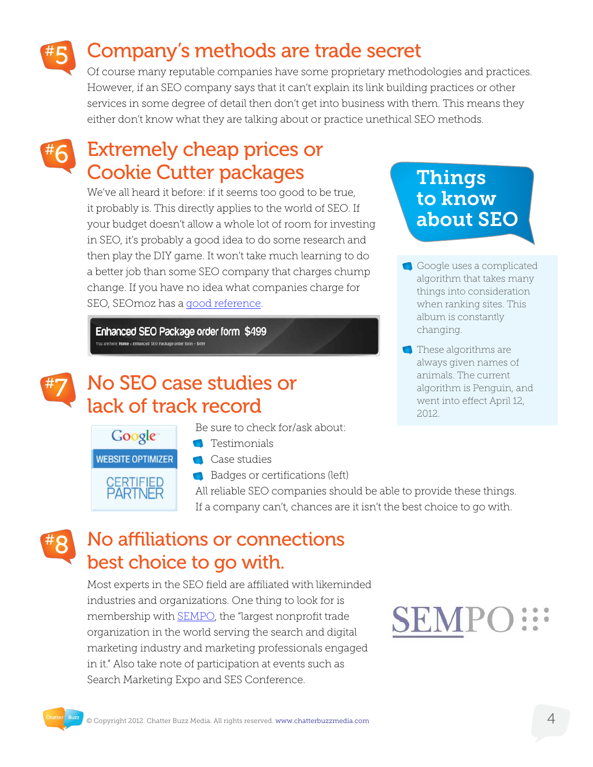## #5 Company's methods are trade secret

Of course many reputable companies have some proprietary methodologies and practices. However, if an SEO company says that it can't explain its link building practices or other services in some degree of detail then don't get into business with them. This means they either don't know what they are talking about or practice unethical SEO methods.

## #6 Extremely cheap prices or Cookie Cutter packages

We've all heard it before: if it seems too good to be true, it probably is. This directly applies to the world of SEO. If your budget doesn't allow a whole lot of room for investing in SEO, it's probably a good idea to do some research and then play the DIY game. It won't take much learning to do a better job than some SEO company that charges chump change. If you have no idea what companies charge for SEO, SEOmoz has a good reference.

Enhanced SEO Package order form $499

You are here Home › Enhanced SEO Package order form – $499

### Things to know about SEO

- Google uses a complicated algorithm that takes many things into consideration when ranking sites. This album is constantly changing.
- These algorithms are always given names of animals. The current algorithm is Penguin, and went into effect April 12, 2012.

## #7 No SEO case studies or lack of track record

Google WEBSITE OPTIMIZER CERTIFIED PARTNER

Be sure to check for/ask about:

- Testimonials
- Case studies
- Badges or certifications (left)

All reliable SEO companies should be able to provide these things. If a company can't, chances are it isn't the best choice to go with.

## #8 No affiliations or connections best choice to go with.

Most experts in the SEO field are affiliated with likeminded industries and organizations. One thing to look for is membership with SEMPO, the "largest nonprofit trade organization in the world serving the search and digital marketing industry and marketing professionals engaged in it." Also take note of participation at events such as Search Marketing Expo and SES Conference.

SEMPO

© Copyright 2012. Chatter Buzz Media. All rights reserved. www.chatterbuzzmedia.com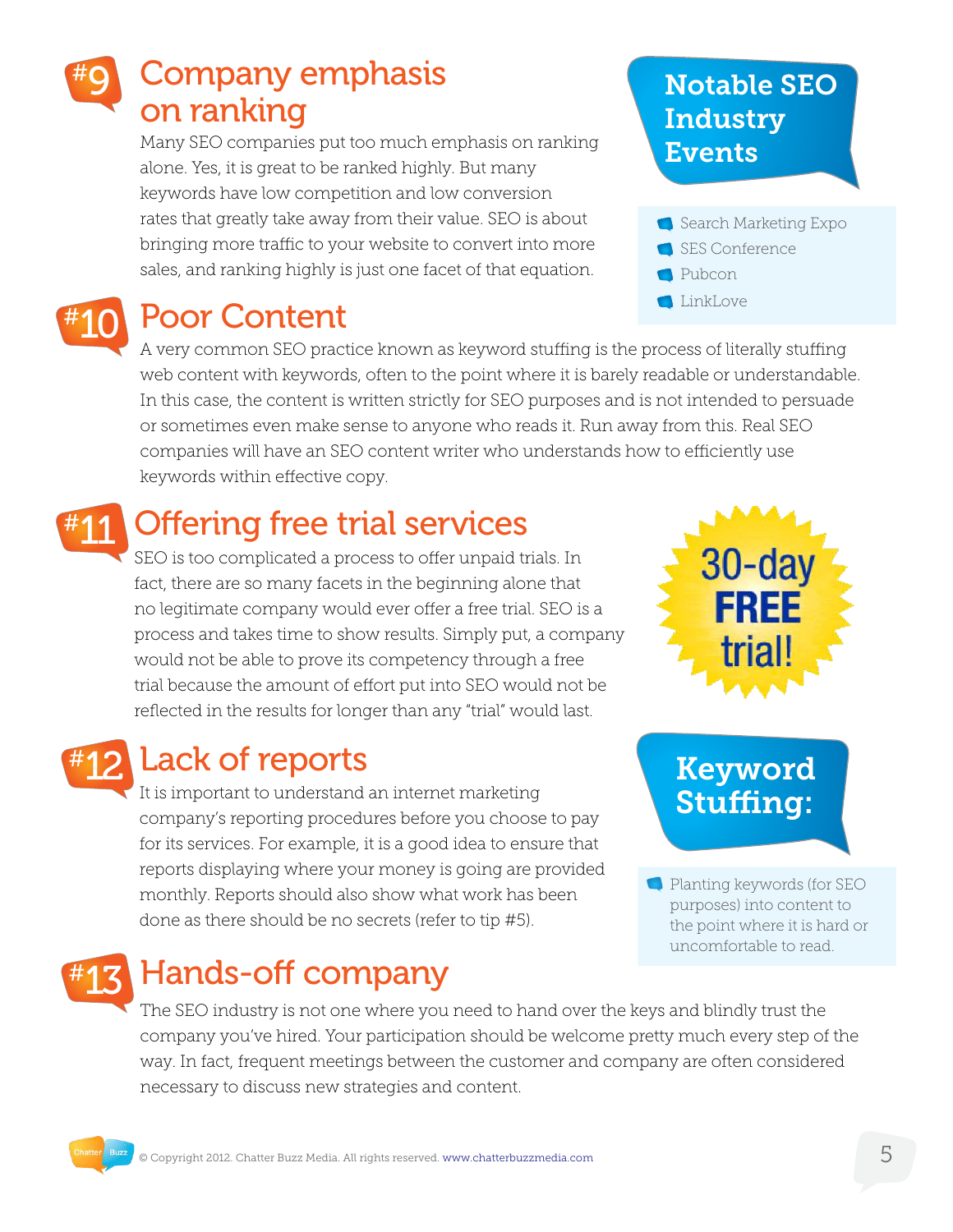## #9 Company emphasis on ranking

Many SEO companies put too much emphasis on ranking alone. Yes, it is great to be ranked highly. But many keywords have low competition and low conversion rates that greatly take away from their value. SEO is about bringing more traffic to your website to convert into more sales, and ranking highly is just one facet of that equation.

### Notable SEO Industry Events

- Search Marketing Expo
- SES Conference
- Pubcon
- LinkLove

## #10 Poor Content

A very common SEO practice known as keyword stuffing is the process of literally stuffing web content with keywords, often to the point where it is barely readable or understandable. In this case, the content is written strictly for SEO purposes and is not intended to persuade or sometimes even make sense to anyone who reads it. Run away from this. Real SEO companies will have an SEO content writer who understands how to efficiently use keywords within effective copy.

## #11 Offering free trial services

SEO is too complicated a process to offer unpaid trials. In fact, there are so many facets in the beginning alone that no legitimate company would ever offer a free trial. SEO is a process and takes time to show results. Simply put, a company would not be able to prove its competency through a free trial because the amount of effort put into SEO would not be reflected in the results for longer than any "trial" would last.

30-day FREE trial!

## #12 Lack of reports

It is important to understand an internet marketing company's reporting procedures before you choose to pay for its services. For example, it is a good idea to ensure that reports displaying where your money is going are provided monthly. Reports should also show what work has been done as there should be no secrets (refer to tip #5).

### Keyword Stuffing:

- Planting keywords (for SEO purposes) into content to the point where it is hard or uncomfortable to read.

## #13 Hands-off company

The SEO industry is not one where you need to hand over the keys and blindly trust the company you've hired. Your participation should be welcome pretty much every step of the way. In fact, frequent meetings between the customer and company are often considered necessary to discuss new strategies and content.

© Copyright 2012. Chatter Buzz Media. All rights reserved. www.chatterbuzzmedia.com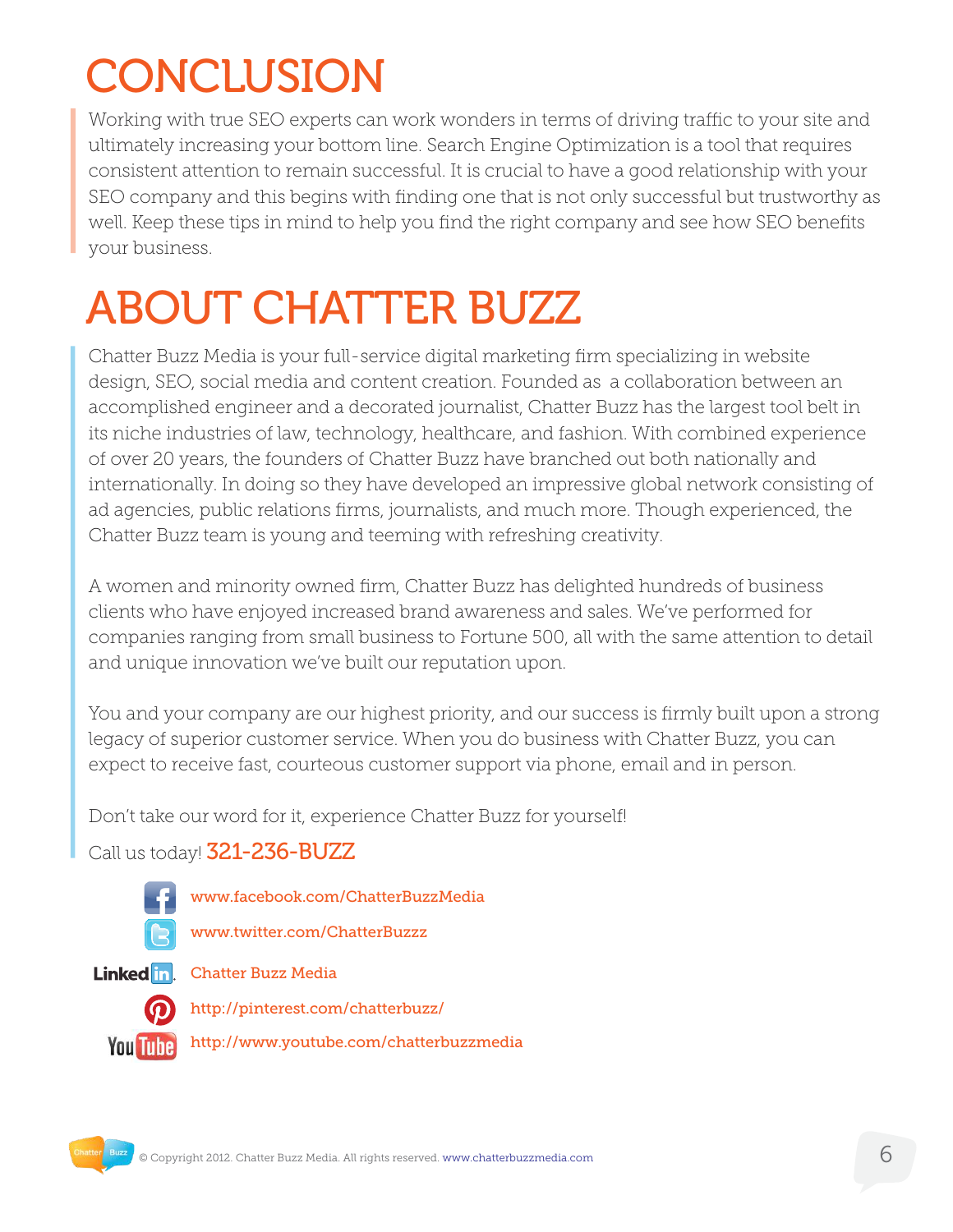# CONCLUSION

Working with true SEO experts can work wonders in terms of driving traffic to your site and ultimately increasing your bottom line. Search Engine Optimization is a tool that requires consistent attention to remain successful. It is crucial to have a good relationship with your SEO company and this begins with finding one that is not only successful but trustworthy as well. Keep these tips in mind to help you find the right company and see how SEO benefits your business.

# ABOUT CHATTER BUZZ

Chatter Buzz Media is your full-service digital marketing firm specializing in website design, SEO, social media and content creation. Founded as a collaboration between an accomplished engineer and a decorated journalist, Chatter Buzz has the largest tool belt in its niche industries of law, technology, healthcare, and fashion. With combined experience of over 20 years, the founders of Chatter Buzz have branched out both nationally and internationally. In doing so they have developed an impressive global network consisting of ad agencies, public relations firms, journalists, and much more. Though experienced, the Chatter Buzz team is young and teeming with refreshing creativity.

A women and minority owned firm, Chatter Buzz has delighted hundreds of business clients who have enjoyed increased brand awareness and sales. We've performed for companies ranging from small business to Fortune 500, all with the same attention to detail and unique innovation we've built our reputation upon.

You and your company are our highest priority, and our success is firmly built upon a strong legacy of superior customer service. When you do business with Chatter Buzz, you can expect to receive fast, courteous customer support via phone, email and in person.

Don't take our word for it, experience Chatter Buzz for yourself!

Call us today! **321-236-BUZZ**

www.facebook.com/ChatterBuzzMedia

www.twitter.com/ChatterBuzzz

LinkedIn: Chatter Buzz Media

http://pinterest.com/chatterbuzz/

http://www.youtube.com/chatterbuzzmedia

© Copyright 2012. Chatter Buzz Media. All rights reserved. www.chatterbuzzmedia.com